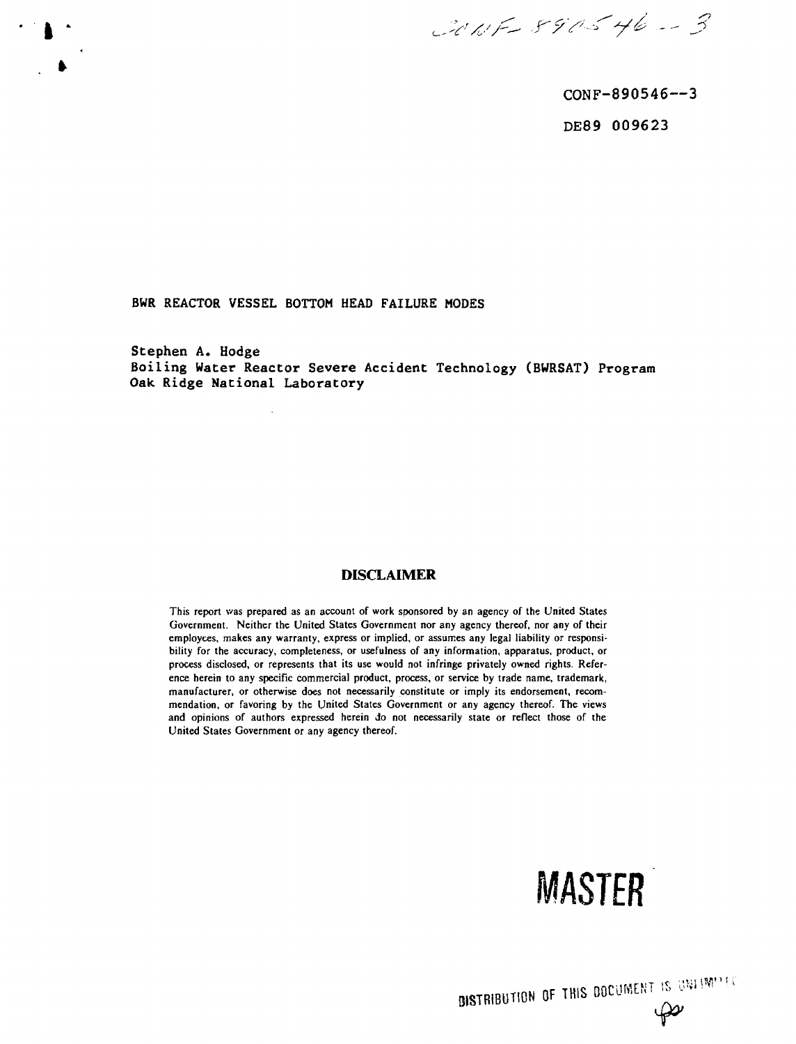CONF-890546--3

CONF-890546--3

DE89 009623

# BWR REACTOR VESSEL BOTTOM HEAD FAILURE MODES

Stephen A. Hodge
Boiling Water Reactor Severe Accident Technology (BWRSAT) Program
Oak Ridge National Laboratory

## DISCLAIMER

This report was prepared as an account of work sponsored by an agency of the United States Government. Neither the United States Government nor any agency thereof, nor any of their employees, makes any warranty, express or implied, or assumes any legal liability or responsibility for the accuracy, completeness, or usefulness of any information, apparatus, product, or process disclosed, or represents that its use would not infringe privately owned rights. Reference herein to any specific commercial product, process, or service by trade name, trademark, manufacturer, or otherwise does not necessarily constitute or imply its endorsement, recommendation, or favoring by the United States Government or any agency thereof. The views and opinions of authors expressed herein do not necessarily state or reflect those of the United States Government or any agency thereof.

MASTER

DISTRIBUTION OF THIS DOCUMENT IS UNLIMITED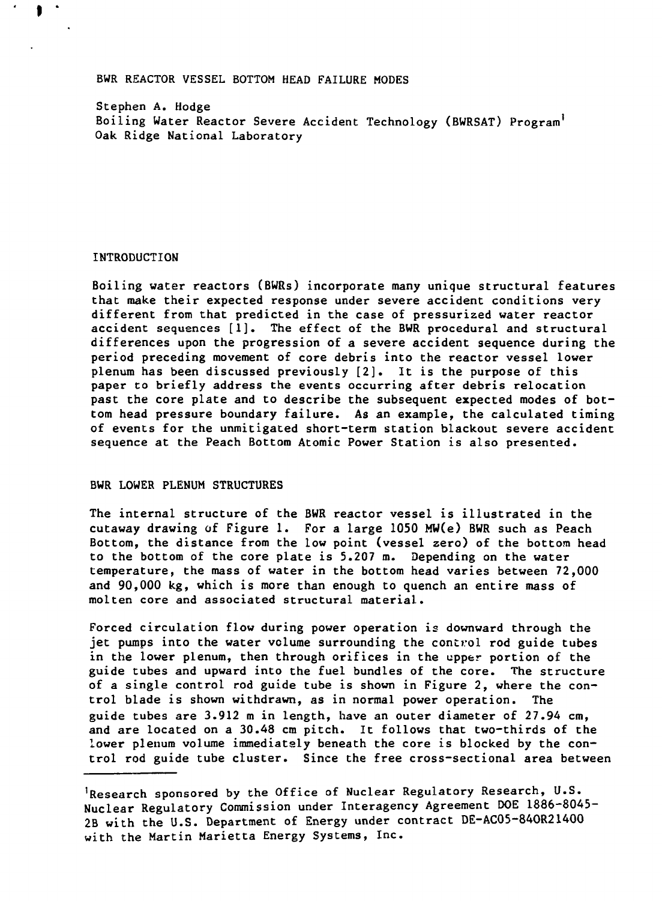# BWR REACTOR VESSEL BOTTOM HEAD FAILURE MODES

Stephen A. Hodge
Boiling Water Reactor Severe Accident Technology (BWRSAT) Program[1]
Oak Ridge National Laboratory

## INTRODUCTION

Boiling water reactors (BWRs) incorporate many unique structural features that make their expected response under severe accident conditions very different from that predicted in the case of pressurized water reactor accident sequences [1]. The effect of the BWR procedural and structural differences upon the progression of a severe accident sequence during the period preceding movement of core debris into the reactor vessel lower plenum has been discussed previously [2]. It is the purpose of this paper to briefly address the events occurring after debris relocation past the core plate and to describe the subsequent expected modes of bottom head pressure boundary failure. As an example, the calculated timing of events for the unmitigated short-term station blackout severe accident sequence at the Peach Bottom Atomic Power Station is also presented.

## BWR LOWER PLENUM STRUCTURES

The internal structure of the BWR reactor vessel is illustrated in the cutaway drawing of Figure 1. For a large 1050 MW(e) BWR such as Peach Bottom, the distance from the low point (vessel zero) of the bottom head to the bottom of the core plate is 5.207 m. Depending on the water temperature, the mass of water in the bottom head varies between 72,000 and 90,000 kg, which is more than enough to quench an entire mass of molten core and associated structural material.

Forced circulation flow during power operation is downward through the jet pumps into the water volume surrounding the control rod guide tubes in the lower plenum, then through orifices in the upper portion of the guide tubes and upward into the fuel bundles of the core. The structure of a single control rod guide tube is shown in Figure 2, where the control blade is shown withdrawn, as in normal power operation. The guide tubes are 3.912 m in length, have an outer diameter of 27.94 cm, and are located on a 30.48 cm pitch. It follows that two-thirds of the lower plenum volume immediately beneath the core is blocked by the control rod guide tube cluster. Since the free cross-sectional area between

---

[1]Research sponsored by the Office of Nuclear Regulatory Research, U.S. Nuclear Regulatory Commission under Interagency Agreement DOE 1886-8045-2B with the U.S. Department of Energy under contract DE-AC05-84OR21400 with the Martin Marietta Energy Systems, Inc.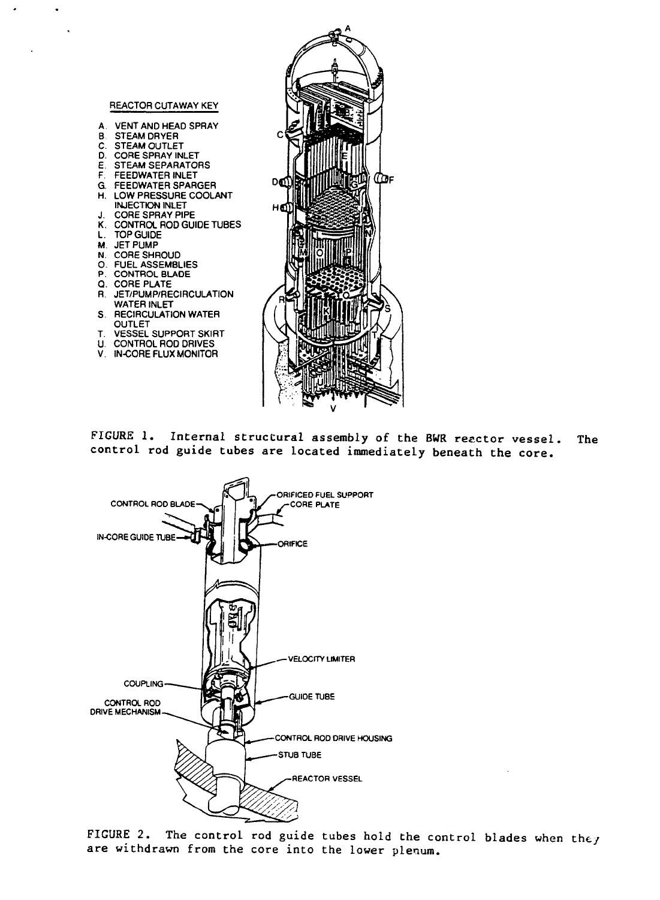REACTOR CUTAWAY KEY

A. VENT AND HEAD SPRAY
B. STEAM DRYER
C. STEAM OUTLET
D. CORE SPRAY INLET
E. STEAM SEPARATORS
F. FEEDWATER INLET
G. FEEDWATER SPARGER
H. LOW PRESSURE COOLANT INJECTION INLET
J. CORE SPRAY PIPE
K. CONTROL ROD GUIDE TUBES
L. TOP GUIDE
M. JET PUMP
N. CORE SHROUD
O. FUEL ASSEMBLIES
P. CONTROL BLADE
Q. CORE PLATE
R. JET/PUMP/RECIRCULATION WATER INLET
S. RECIRCULATION WATER OUTLET
T. VESSEL SUPPORT SKIRT
U. CONTROL ROD DRIVES
V. IN-CORE FLUX MONITOR

FIGURE 1. Internal structural assembly of the BWR reactor vessel. The control rod guide tubes are located immediately beneath the core.

CONTROL ROD BLADE — ORIFICED FUEL SUPPORT — CORE PLATE — IN-CORE GUIDE TUBE — ORIFICE — VELOCITY LIMITER — COUPLING — GUIDE TUBE — CONTROL ROD DRIVE MECHANISM — CONTROL ROD DRIVE HOUSING — STUB TUBE — REACTOR VESSEL

FIGURE 2. The control rod guide tubes hold the control blades when they are withdrawn from the core into the lower plenum.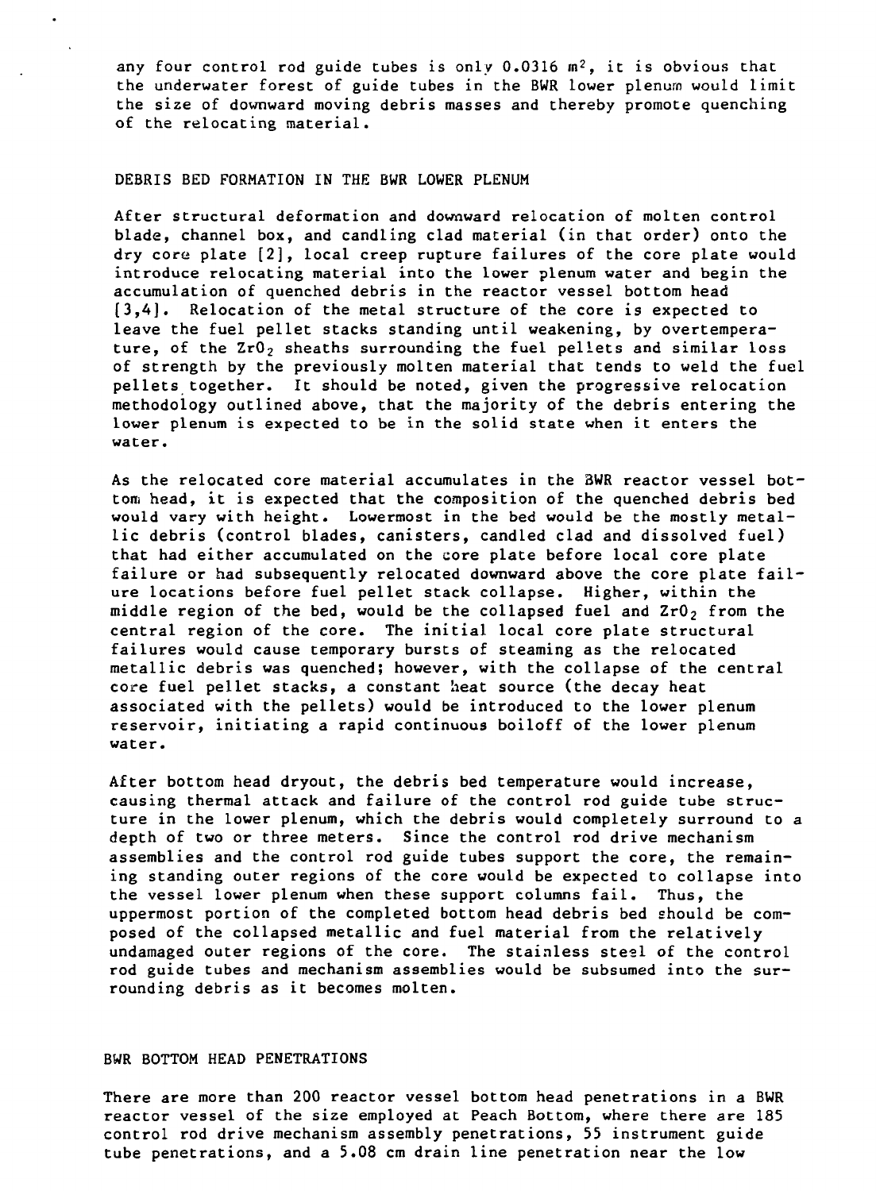any four control rod guide tubes is only 0.0316 $m^2$, it is obvious that the underwater forest of guide tubes in the BWR lower plenum would limit the size of downward moving debris masses and thereby promote quenching of the relocating material.

## DEBRIS BED FORMATION IN THE BWR LOWER PLENUM

After structural deformation and downward relocation of molten control blade, channel box, and candling clad material (in that order) onto the dry core plate [2], local creep rupture failures of the core plate would introduce relocating material into the lower plenum water and begin the accumulation of quenched debris in the reactor vessel bottom head [3,4]. Relocation of the metal structure of the core is expected to leave the fuel pellet stacks standing until weakening, by overtemperature, of the $ZrO_2$ sheaths surrounding the fuel pellets and similar loss of strength by the previously molten material that tends to weld the fuel pellets together. It should be noted, given the progressive relocation methodology outlined above, that the majority of the debris entering the lower plenum is expected to be in the solid state when it enters the water.

As the relocated core material accumulates in the BWR reactor vessel bottom head, it is expected that the composition of the quenched debris bed would vary with height. Lowermost in the bed would be the mostly metallic debris (control blades, canisters, candled clad and dissolved fuel) that had either accumulated on the core plate before local core plate failure or had subsequently relocated downward above the core plate failure locations before fuel pellet stack collapse. Higher, within the middle region of the bed, would be the collapsed fuel and $ZrO_2$ from the central region of the core. The initial local core plate structural failures would cause temporary bursts of steaming as the relocated metallic debris was quenched; however, with the collapse of the central core fuel pellet stacks, a constant heat source (the decay heat associated with the pellets) would be introduced to the lower plenum reservoir, initiating a rapid continuous boiloff of the lower plenum water.

After bottom head dryout, the debris bed temperature would increase, causing thermal attack and failure of the control rod guide tube structure in the lower plenum, which the debris would completely surround to a depth of two or three meters. Since the control rod drive mechanism assemblies and the control rod guide tubes support the core, the remaining standing outer regions of the core would be expected to collapse into the vessel lower plenum when these support columns fail. Thus, the uppermost portion of the completed bottom head debris bed should be composed of the collapsed metallic and fuel material from the relatively undamaged outer regions of the core. The stainless steel of the control rod guide tubes and mechanism assemblies would be subsumed into the surrounding debris as it becomes molten.

## BWR BOTTOM HEAD PENETRATIONS

There are more than 200 reactor vessel bottom head penetrations in a BWR reactor vessel of the size employed at Peach Bottom, where there are 185 control rod drive mechanism assembly penetrations, 55 instrument guide tube penetrations, and a 5.08 cm drain line penetration near the low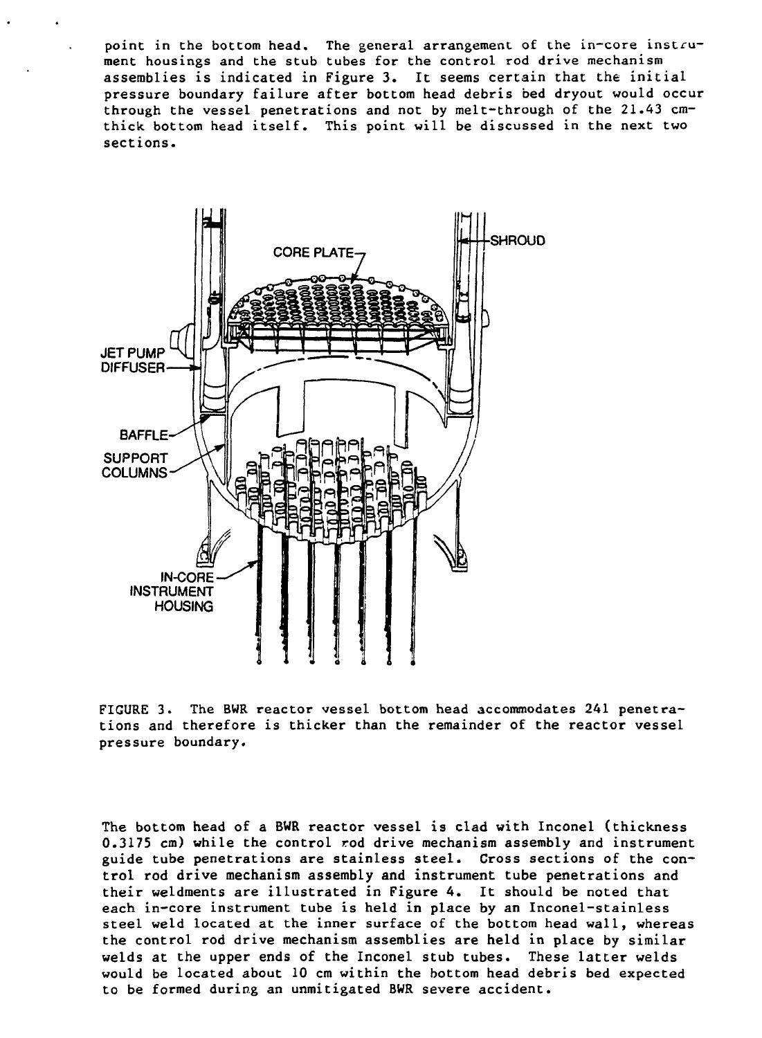point in the bottom head. The general arrangement of the in-core instrument housings and the stub tubes for the control rod drive mechanism assemblies is indicated in Figure 3. It seems certain that the initial pressure boundary failure after bottom head debris bed dryout would occur through the vessel penetrations and not by melt-through of the 21.43 cm-thick bottom head itself. This point will be discussed in the next two sections.

FIGURE 3. The BWR reactor vessel bottom head accommodates 241 penetrations and therefore is thicker than the remainder of the reactor vessel pressure boundary.

The bottom head of a BWR reactor vessel is clad with Inconel (thickness 0.3175 cm) while the control rod drive mechanism assembly and instrument guide tube penetrations are stainless steel. Cross sections of the control rod drive mechanism assembly and instrument tube penetrations and their weldments are illustrated in Figure 4. It should be noted that each in-core instrument tube is held in place by an Inconel-stainless steel weld located at the inner surface of the bottom head wall, whereas the control rod drive mechanism assemblies are held in place by similar welds at the upper ends of the Inconel stub tubes. These latter welds would be located about 10 cm within the bottom head debris bed expected to be formed during an unmitigated BWR severe accident.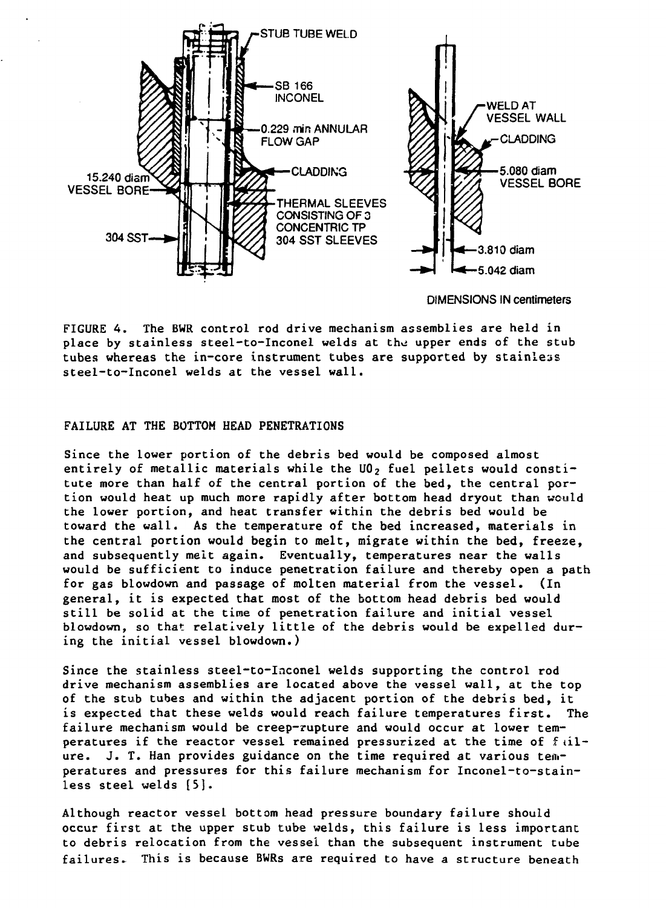FIGURE 4. The BWR control rod drive mechanism assemblies are held in place by stainless steel-to-Inconel welds at the upper ends of the stub tubes whereas the in-core instrument tubes are supported by stainless steel-to-Inconel welds at the vessel wall.

## FAILURE AT THE BOTTOM HEAD PENETRATIONS

Since the lower portion of the debris bed would be composed almost entirely of metallic materials while the $UO_2$ fuel pellets would constitute more than half of the central portion of the bed, the central portion would heat up much more rapidly after bottom head dryout than would the lower portion, and heat transfer within the debris bed would be toward the wall. As the temperature of the bed increased, materials in the central portion would begin to melt, migrate within the bed, freeze, and subsequently melt again. Eventually, temperatures near the walls would be sufficient to induce penetration failure and thereby open a path for gas blowdown and passage of molten material from the vessel. (In general, it is expected that most of the bottom head debris bed would still be solid at the time of penetration failure and initial vessel blowdown, so that relatively little of the debris would be expelled during the initial vessel blowdown.)

Since the stainless steel-to-Inconel welds supporting the control rod drive mechanism assemblies are located above the vessel wall, at the top of the stub tubes and within the adjacent portion of the debris bed, it is expected that these welds would reach failure temperatures first. The failure mechanism would be creep-rupture and would occur at lower temperatures if the reactor vessel remained pressurized at the time of failure. J. T. Han provides guidance on the time required at various temperatures and pressures for this failure mechanism for Inconel-to-stainless steel welds [5].

Although reactor vessel bottom head pressure boundary failure should occur first at the upper stub tube welds, this failure is less important to debris relocation from the vessel than the subsequent instrument tube failures. This is because BWRs are required to have a structure beneath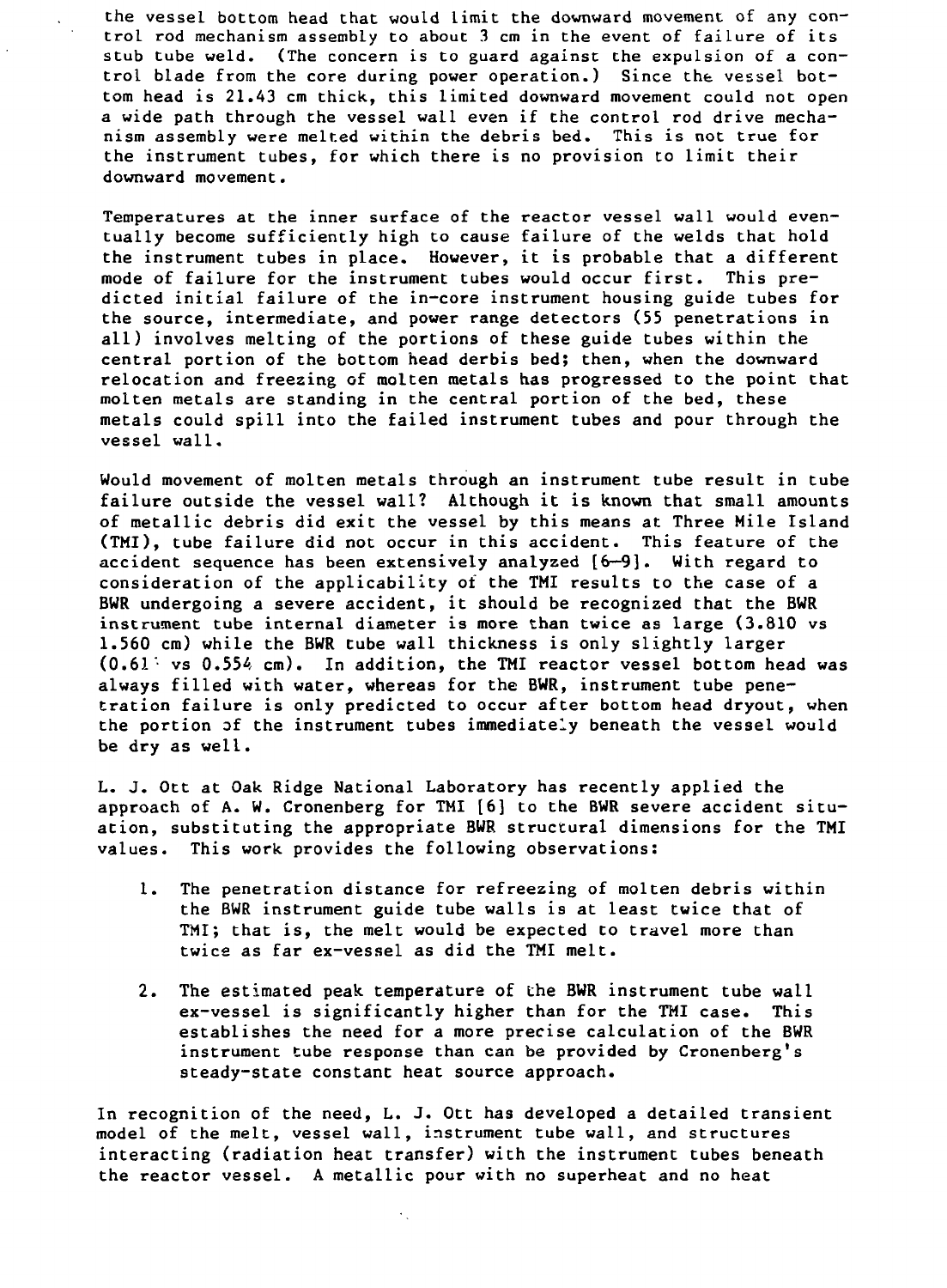the vessel bottom head that would limit the downward movement of any control rod mechanism assembly to about 3 cm in the event of failure of its stub tube weld. (The concern is to guard against the expulsion of a control blade from the core during power operation.) Since the vessel bottom head is 21.43 cm thick, this limited downward movement could not open a wide path through the vessel wall even if the control rod drive mechanism assembly were melted within the debris bed. This is not true for the instrument tubes, for which there is no provision to limit their downward movement.

Temperatures at the inner surface of the reactor vessel wall would eventually become sufficiently high to cause failure of the welds that hold the instrument tubes in place. However, it is probable that a different mode of failure for the instrument tubes would occur first. This predicted initial failure of the in-core instrument housing guide tubes for the source, intermediate, and power range detectors (55 penetrations in all) involves melting of the portions of these guide tubes within the central portion of the bottom head derbis bed; then, when the downward relocation and freezing of molten metals has progressed to the point that molten metals are standing in the central portion of the bed, these metals could spill into the failed instrument tubes and pour through the vessel wall.

Would movement of molten metals through an instrument tube result in tube failure outside the vessel wall? Although it is known that small amounts of metallic debris did exit the vessel by this means at Three Mile Island (TMI), tube failure did not occur in this accident. This feature of the accident sequence has been extensively analyzed [6–9]. With regard to consideration of the applicability of the TMI results to the case of a BWR undergoing a severe accident, it should be recognized that the BWR instrument tube internal diameter is more than twice as large (3.810 vs 1.560 cm) while the BWR tube wall thickness is only slightly larger (0.61 vs 0.554 cm). In addition, the TMI reactor vessel bottom head was always filled with water, whereas for the BWR, instrument tube penetration failure is only predicted to occur after bottom head dryout, when the portion of the instrument tubes immediately beneath the vessel would be dry as well.

L. J. Ott at Oak Ridge National Laboratory has recently applied the approach of A. W. Cronenberg for TMI [6] to the BWR severe accident situation, substituting the appropriate BWR structural dimensions for the TMI values. This work provides the following observations:

1. The penetration distance for refreezing of molten debris within the BWR instrument guide tube walls is at least twice that of TMI; that is, the melt would be expected to travel more than twice as far ex-vessel as did the TMI melt.

2. The estimated peak temperature of the BWR instrument tube wall ex-vessel is significantly higher than for the TMI case. This establishes the need for a more precise calculation of the BWR instrument tube response than can be provided by Cronenberg's steady-state constant heat source approach.

In recognition of the need, L. J. Ott has developed a detailed transient model of the melt, vessel wall, instrument tube wall, and structures interacting (radiation heat transfer) with the instrument tubes beneath the reactor vessel. A metallic pour with no superheat and no heat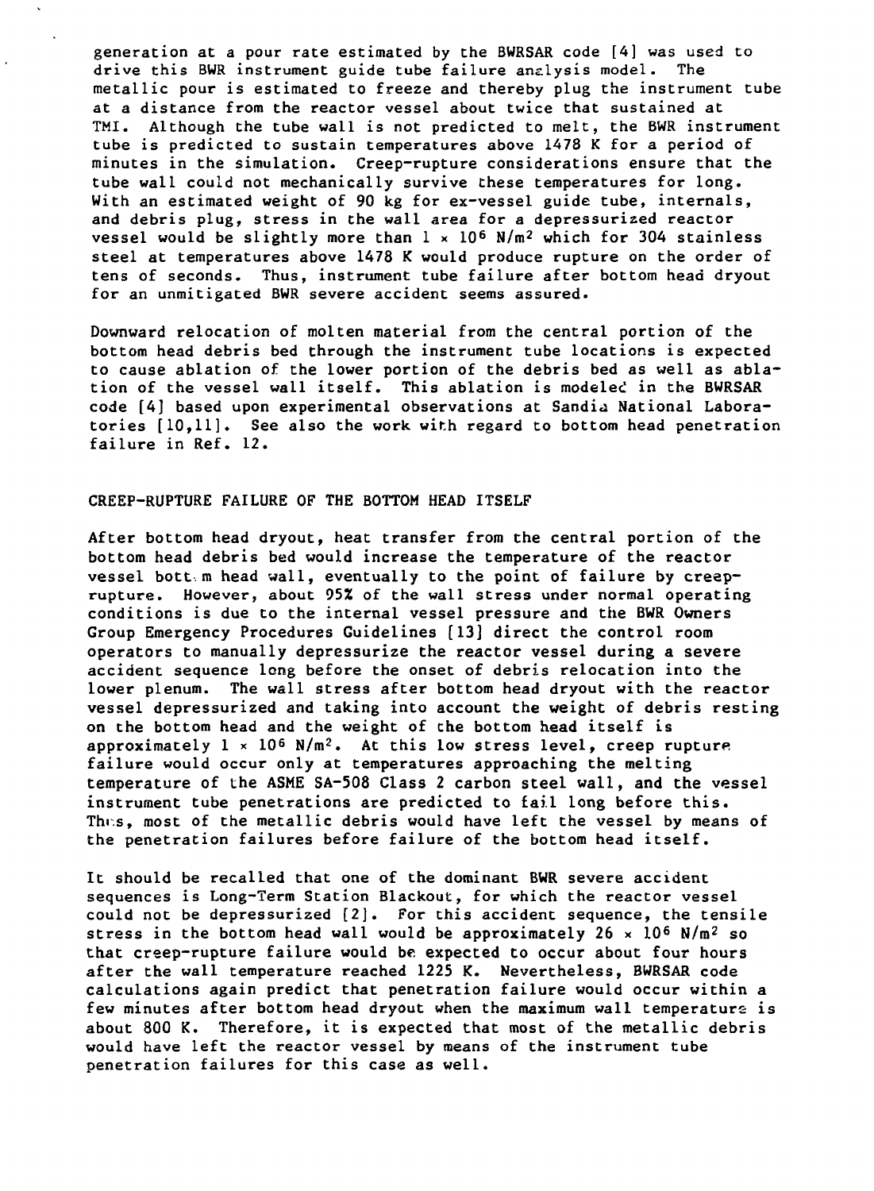generation at a pour rate estimated by the BWRSAR code [4] was used to drive this BWR instrument guide tube failure analysis model. The metallic pour is estimated to freeze and thereby plug the instrument tube at a distance from the reactor vessel about twice that sustained at TMI. Although the tube wall is not predicted to melt, the BWR instrument tube is predicted to sustain temperatures above 1478 K for a period of minutes in the simulation. Creep-rupture considerations ensure that the tube wall could not mechanically survive these temperatures for long. With an estimated weight of 90 kg for ex-vessel guide tube, internals, and debris plug, stress in the wall area for a depressurized reactor vessel would be slightly more than $1 \times 10^6$ N/m$^2$ which for 304 stainless steel at temperatures above 1478 K would produce rupture on the order of tens of seconds. Thus, instrument tube failure after bottom head dryout for an unmitigated BWR severe accident seems assured.

Downward relocation of molten material from the central portion of the bottom head debris bed through the instrument tube locations is expected to cause ablation of the lower portion of the debris bed as well as ablation of the vessel wall itself. This ablation is modeled in the BWRSAR code [4] based upon experimental observations at Sandia National Laboratories [10,11]. See also the work with regard to bottom head penetration failure in Ref. 12.

## CREEP-RUPTURE FAILURE OF THE BOTTOM HEAD ITSELF

After bottom head dryout, heat transfer from the central portion of the bottom head debris bed would increase the temperature of the reactor vessel bottom head wall, eventually to the point of failure by creep-rupture. However, about 95% of the wall stress under normal operating conditions is due to the internal vessel pressure and the BWR Owners Group Emergency Procedures Guidelines [13] direct the control room operators to manually depressurize the reactor vessel during a severe accident sequence long before the onset of debris relocation into the lower plenum. The wall stress after bottom head dryout with the reactor vessel depressurized and taking into account the weight of debris resting on the bottom head and the weight of the bottom head itself is approximately $1 \times 10^6$ N/m$^2$. At this low stress level, creep rupture failure would occur only at temperatures approaching the melting temperature of the ASME SA-508 Class 2 carbon steel wall, and the vessel instrument tube penetrations are predicted to fail long before this. Thus, most of the metallic debris would have left the vessel by means of the penetration failures before failure of the bottom head itself.

It should be recalled that one of the dominant BWR severe accident sequences is Long-Term Station Blackout, for which the reactor vessel could not be depressurized [2]. For this accident sequence, the tensile stress in the bottom head wall would be approximately $26 \times 10^6$ N/m$^2$ so that creep-rupture failure would be expected to occur about four hours after the wall temperature reached 1225 K. Nevertheless, BWRSAR code calculations again predict that penetration failure would occur within a few minutes after bottom head dryout when the maximum wall temperature is about 800 K. Therefore, it is expected that most of the metallic debris would have left the reactor vessel by means of the instrument tube penetration failures for this case as well.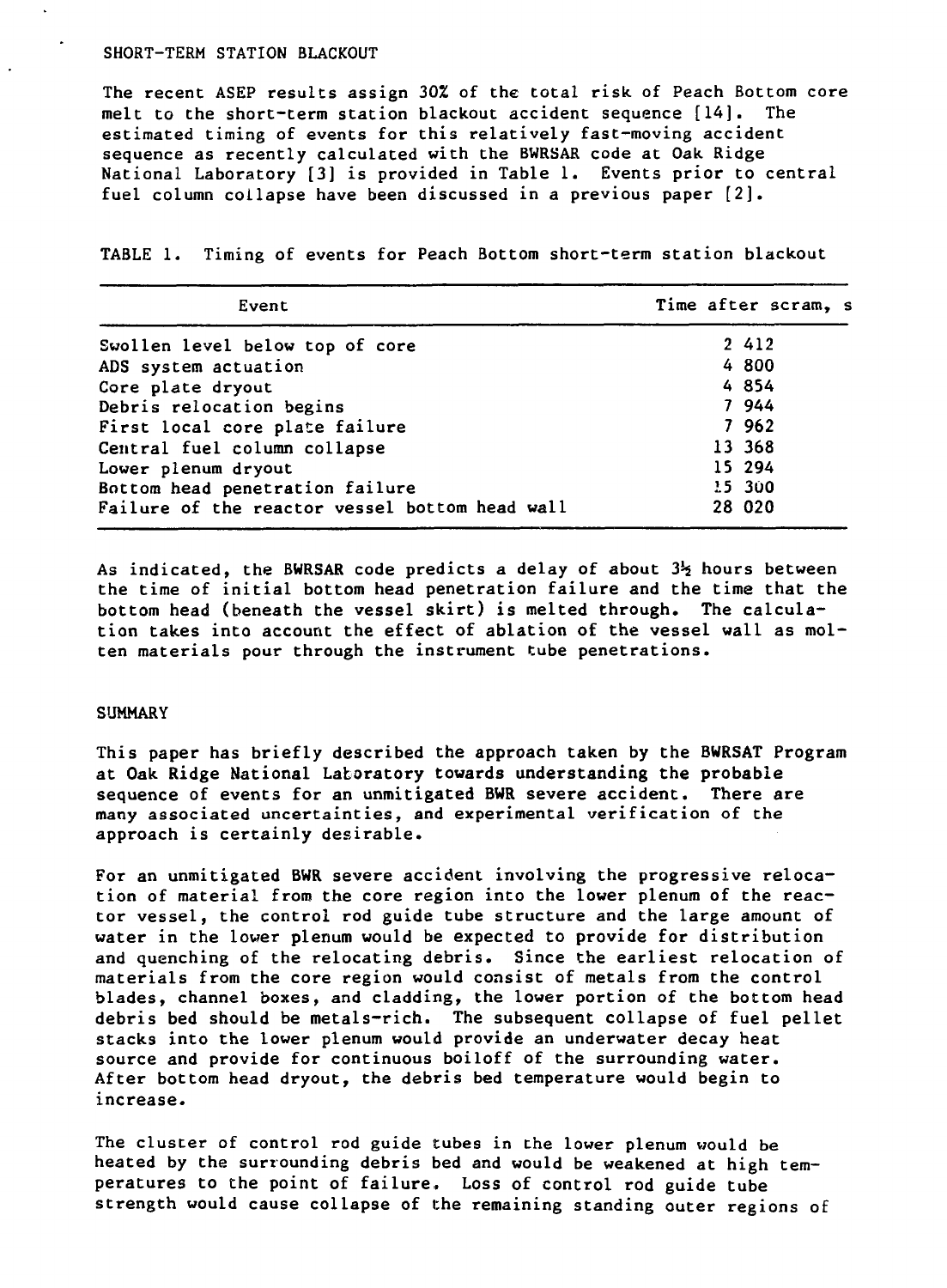## SHORT-TERM STATION BLACKOUT

The recent ASEP results assign 30% of the total risk of Peach Bottom core melt to the short-term station blackout accident sequence [14]. The estimated timing of events for this relatively fast-moving accident sequence as recently calculated with the BWRSAR code at Oak Ridge National Laboratory [3] is provided in Table 1. Events prior to central fuel column collapse have been discussed in a previous paper [2].

TABLE 1. Timing of events for Peach Bottom short-term station blackout

| Event | Time after scram, s |
|---|---|
| Swollen level below top of core | 2 412 |
| ADS system actuation | 4 800 |
| Core plate dryout | 4 854 |
| Debris relocation begins | 7 944 |
| First local core plate failure | 7 962 |
| Central fuel column collapse | 13 368 |
| Lower plenum dryout | 15 294 |
| Bottom head penetration failure | 15 300 |
| Failure of the reactor vessel bottom head wall | 28 020 |

As indicated, the BWRSAR code predicts a delay of about 3½ hours between the time of initial bottom head penetration failure and the time that the bottom head (beneath the vessel skirt) is melted through. The calculation takes into account the effect of ablation of the vessel wall as molten materials pour through the instrument tube penetrations.

## SUMMARY

This paper has briefly described the approach taken by the BWRSAT Program at Oak Ridge National Laboratory towards understanding the probable sequence of events for an unmitigated BWR severe accident. There are many associated uncertainties, and experimental verification of the approach is certainly desirable.

For an unmitigated BWR severe accident involving the progressive relocation of material from the core region into the lower plenum of the reactor vessel, the control rod guide tube structure and the large amount of water in the lower plenum would be expected to provide for distribution and quenching of the relocating debris. Since the earliest relocation of materials from the core region would consist of metals from the control blades, channel boxes, and cladding, the lower portion of the bottom head debris bed should be metals-rich. The subsequent collapse of fuel pellet stacks into the lower plenum would provide an underwater decay heat source and provide for continuous boiloff of the surrounding water. After bottom head dryout, the debris bed temperature would begin to increase.

The cluster of control rod guide tubes in the lower plenum would be heated by the surrounding debris bed and would be weakened at high temperatures to the point of failure. Loss of control rod guide tube strength would cause collapse of the remaining standing outer regions of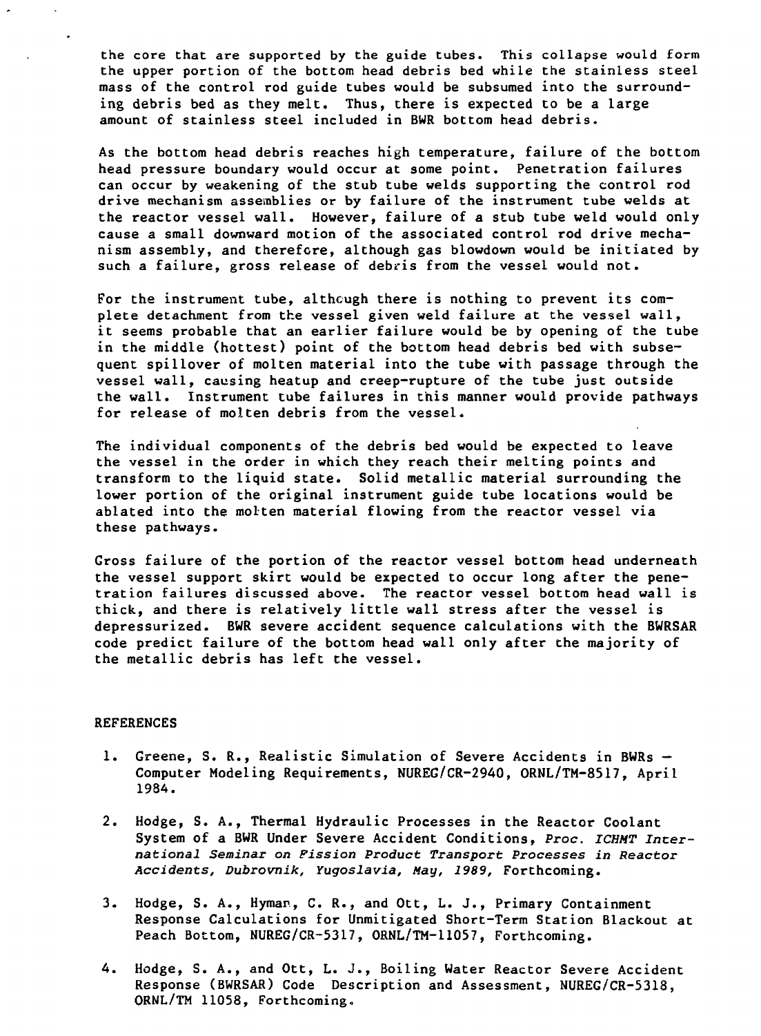the core that are supported by the guide tubes. This collapse would form the upper portion of the bottom head debris bed while the stainless steel mass of the control rod guide tubes would be subsumed into the surrounding debris bed as they melt. Thus, there is expected to be a large amount of stainless steel included in BWR bottom head debris.

As the bottom head debris reaches high temperature, failure of the bottom head pressure boundary would occur at some point. Penetration failures can occur by weakening of the stub tube welds supporting the control rod drive mechanism assemblies or by failure of the instrument tube welds at the reactor vessel wall. However, failure of a stub tube weld would only cause a small downward motion of the associated control rod drive mechanism assembly, and therefore, although gas blowdown would be initiated by such a failure, gross release of debris from the vessel would not.

For the instrument tube, although there is nothing to prevent its complete detachment from the vessel given weld failure at the vessel wall, it seems probable that an earlier failure would be by opening of the tube in the middle (hottest) point of the bottom head debris bed with subsequent spillover of molten material into the tube with passage through the vessel wall, causing heatup and creep-rupture of the tube just outside the wall. Instrument tube failures in this manner would provide pathways for release of molten debris from the vessel.

The individual components of the debris bed would be expected to leave the vessel in the order in which they reach their melting points and transform to the liquid state. Solid metallic material surrounding the lower portion of the original instrument guide tube locations would be ablated into the molten material flowing from the reactor vessel via these pathways.

Gross failure of the portion of the reactor vessel bottom head underneath the vessel support skirt would be expected to occur long after the penetration failures discussed above. The reactor vessel bottom head wall is thick, and there is relatively little wall stress after the vessel is depressurized. BWR severe accident sequence calculations with the BWRSAR code predict failure of the bottom head wall only after the majority of the metallic debris has left the vessel.

## REFERENCES

1. Greene, S. R., Realistic Simulation of Severe Accidents in BWRs — Computer Modeling Requirements, NUREG/CR-2940, ORNL/TM-8517, April 1984.

2. Hodge, S. A., Thermal Hydraulic Processes in the Reactor Coolant System of a BWR Under Severe Accident Conditions, *Proc. ICHMT International Seminar on Fission Product Transport Processes in Reactor Accidents, Dubrovnik, Yugoslavia, May, 1989,* Forthcoming.

3. Hodge, S. A., Hyman, C. R., and Ott, L. J., Primary Containment Response Calculations for Unmitigated Short-Term Station Blackout at Peach Bottom, NUREG/CR-5317, ORNL/TM-11057, Forthcoming.

4. Hodge, S. A., and Ott, L. J., Boiling Water Reactor Severe Accident Response (BWRSAR) Code Description and Assessment, NUREG/CR-5318, ORNL/TM 11058, Forthcoming.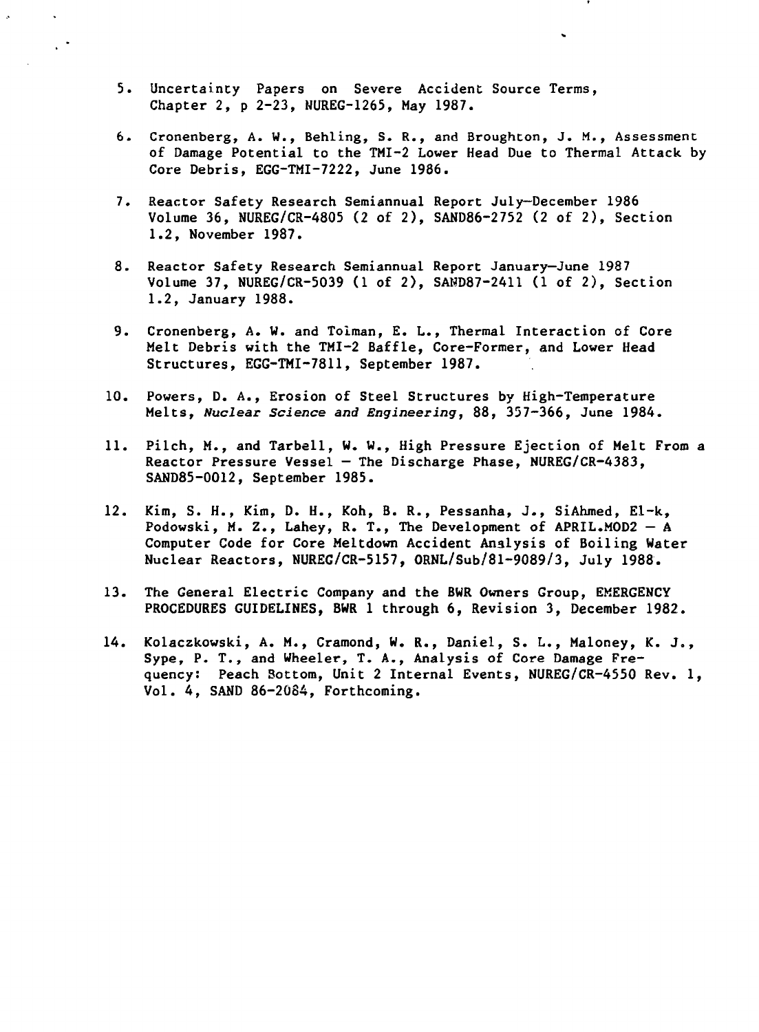5. Uncertainty Papers on Severe Accident Source Terms, Chapter 2, p 2-23, NUREG-1265, May 1987.

6. Cronenberg, A. W., Behling, S. R., and Broughton, J. M., Assessment of Damage Potential to the TMI-2 Lower Head Due to Thermal Attack by Core Debris, EGG-TMI-7222, June 1986.

7. Reactor Safety Research Semiannual Report July—December 1986 Volume 36, NUREG/CR-4805 (2 of 2), SAND86-2752 (2 of 2), Section 1.2, November 1987.

8. Reactor Safety Research Semiannual Report January—June 1987 Volume 37, NUREG/CR-5039 (1 of 2), SAND87-2411 (1 of 2), Section 1.2, January 1988.

9. Cronenberg, A. W. and Tolman, E. L., Thermal Interaction of Core Melt Debris with the TMI-2 Baffle, Core-Former, and Lower Head Structures, EGG-TMI-7811, September 1987.

10. Powers, D. A., Erosion of Steel Structures by High-Temperature Melts, *Nuclear Science and Engineering*, 88, 357-366, June 1984.

11. Pilch, M., and Tarbell, W. W., High Pressure Ejection of Melt From a Reactor Pressure Vessel — The Discharge Phase, NUREG/CR-4383, SAND85-0012, September 1985.

12. Kim, S. H., Kim, D. H., Koh, B. R., Pessanha, J., SiAhmed, El-k, Podowski, M. Z., Lahey, R. T., The Development of APRIL.MOD2 — A Computer Code for Core Meltdown Accident Analysis of Boiling Water Nuclear Reactors, NUREG/CR-5157, ORNL/Sub/81-9089/3, July 1988.

13. The General Electric Company and the BWR Owners Group, EMERGENCY PROCEDURES GUIDELINES, BWR 1 through 6, Revision 3, December 1982.

14. Kolaczkowski, A. M., Cramond, W. R., Daniel, S. L., Maloney, K. J., Sype, P. T., and Wheeler, T. A., Analysis of Core Damage Frequency: Peach Bottom, Unit 2 Internal Events, NUREG/CR-4550 Rev. 1, Vol. 4, SAND 86-2084, Forthcoming.